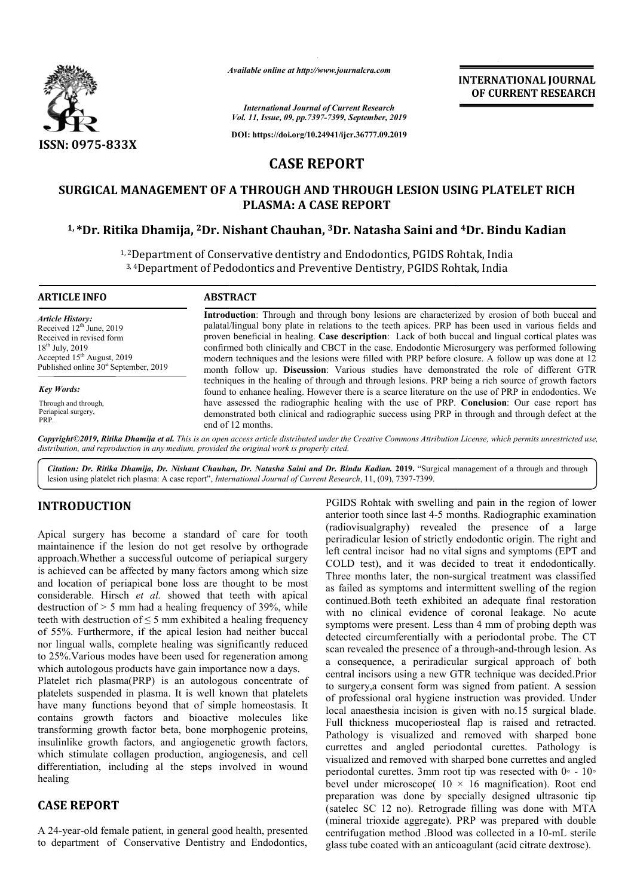# CASE REPORT

## SURGICAL MANAGEMENT OF A THROUGH AND THROUGH LESION USING PLATELET RICH PLASMA: A CASE REPORT

**[1,*]Dr. Ritika Dhamija, [2]Dr. Nishant Chauhan, [3]Dr. Natasha Saini and [4]Dr. Bindu Kadian**

[1,2]Department of Conservative dentistry and Endodontics, PGIDS Rohtak, India
[3,4]Department of Pedodontics and Preventive Dentistry, PGIDS Rohtak, India

**ARTICLE INFO**

*Article History:*
Received 12th June, 2019
Received in revised form 18th July, 2019
Accepted 15th August, 2019
Published online 30st September, 2019

*Key Words:*
Through and through,
Periapical surgery,
PRP.

**ABSTRACT**

**Introduction**: Through and through bony lesions are characterized by erosion of both buccal and palatal/lingual bony plate in relations to the teeth apices. PRP has been used in various fields and proven beneficial in healing. **Case description**: Lack of both buccal and lingual cortical plates was confirmed both clinically and CBCT in the case. Endodontic Microsurgery was performed following modern techniques and the lesions were filled with PRP before closure. A follow up was done at 12 month follow up. **Discussion**: Various studies have demonstrated the role of different GTR techniques in the healing of through and through lesions. PRP being a rich source of growth factors found to enhance healing. However there is a scarce literature on the use of PRP in endodontics. We have assessed the radiographic healing with the use of PRP. **Conclusion**: Our case report has demonstrated both clinical and radiographic success using PRP in through and through defect at the end of 12 months.

*Copyright©2019, Ritika Dhamija et al. This is an open access article distributed under the Creative Commons Attribution License, which permits unrestricted use, distribution, and reproduction in any medium, provided the original work is properly cited.*

**Citation: Dr. Ritika Dhamija, Dr. Nishant Chauhan, Dr. Natasha Saini and Dr. Bindu Kadian. 2019.** "Surgical management of a through and through lesion using platelet rich plasma: A case report", *International Journal of Current Research*, 11, (09), 7397-7399.

## INTRODUCTION

Apical surgery has become a standard of care for tooth maintainence if the lesion do not get resolve by orthograde approach.Whether a successful outcome of periapical surgery is achieved can be affected by many factors among which size and location of periapical bone loss are thought to be most considerable. Hirsch *et al.* showed that teeth with apical destruction of > 5 mm had a healing frequency of 39%, while teeth with destruction of ≤ 5 mm exhibited a healing frequency of 55%. Furthermore, if the apical lesion had neither buccal nor lingual walls, complete healing was significantly reduced to 25%.Various modes have been used for regeneration among which autologous products have gain importance now a days.

Platelet rich plasma(PRP) is an autologous concentrate of platelets suspended in plasma. It is well known that platelets have many functions beyond that of simple homeostasis. It contains growth factors and bioactive molecules like transforming growth factor beta, bone morphogenic proteins, insulinlike growth factors, and angiogenetic growth factors, which stimulate collagen production, angiogenesis, and cell differentiation, including al the steps involved in wound healing

## CASE REPORT

A 24-year-old female patient, in general good health, presented to department of Conservative Dentistry and Endodontics, PGIDS Rohtak with swelling and pain in the region of lower anterior tooth since last 4-5 months. Radiographic examination (radiovisualgraphy) revealed the presence of a large periradicular lesion of strictly endodontic origin. The right and left central incisor had no vital signs and symptoms (EPT and COLD test), and it was decided to treat it endodontically. Three months later, the non-surgical treatment was classified as failed as symptoms and intermittent swelling of the region continued.Both teeth exhibited an adequate final restoration with no clinical evidence of coronal leakage. No acute symptoms were present. Less than 4 mm of probing depth was detected circumferentially with a periodontal probe. The CT scan revealed the presence of a through-and-through lesion. As a consequence, a periradicular surgical approach of both central incisors using a new GTR technique was decided.Prior to surgery,a consent form was signed from patient. A session of professional oral hygiene instruction was provided. Under local anaesthesia incision is given with no.15 surgical blade. Full thickness mucoperiosteal flap is raised and retracted. Pathology is visualized and removed with sharped bone currettes and angled periodontal curettes. Pathology is visualized and removed with sharped bone currettes and angled periodontal curettes. 3mm root tip was resected with 0◦ - 10◦ bevel under microscope( 10 × 16 magnification). Root end preparation was done by specially designed ultrasonic tip (satelec SC 12 no). Retrograde filling was done with MTA (mineral trioxide aggregate). PRP was prepared with double centrifugation method .Blood was collected in a 10-mL sterile glass tube coated with an anticoagulant (acid citrate dextrose).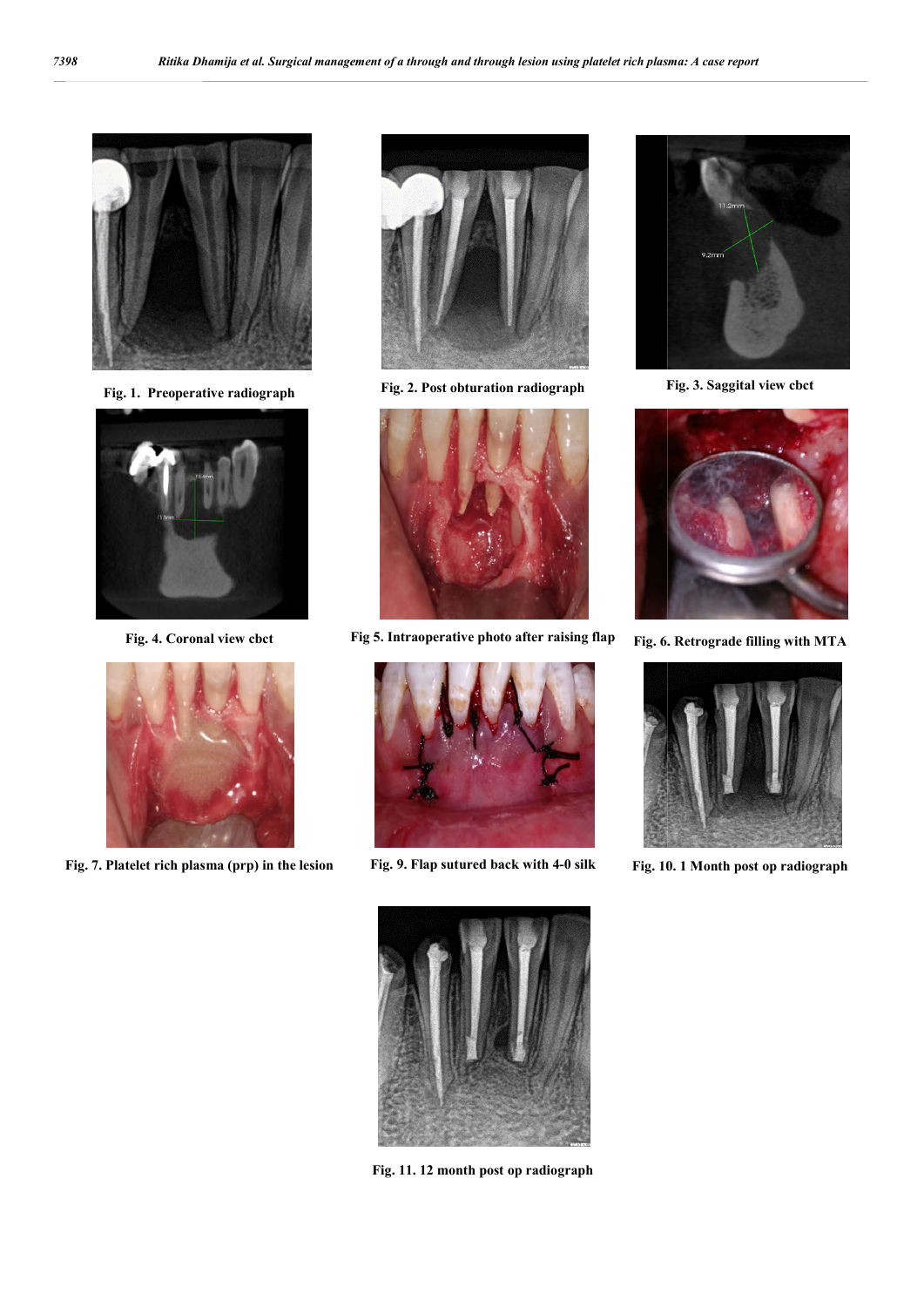Fig. 1. Preoperative radiograph

Fig. 2. Post obturation radiograph

Fig. 3. Saggital view cbct

Fig. 4. Coronal view cbct

Fig 5. Intraoperative photo after raising flap

Fig. 6. Retrograde filling with MTA

Fig. 7. Platelet rich plasma (prp) in the lesion

Fig. 9. Flap sutured back with 4-0 silk

Fig. 10. 1 Month post op radiograph

Fig. 11. 12 month post op radiograph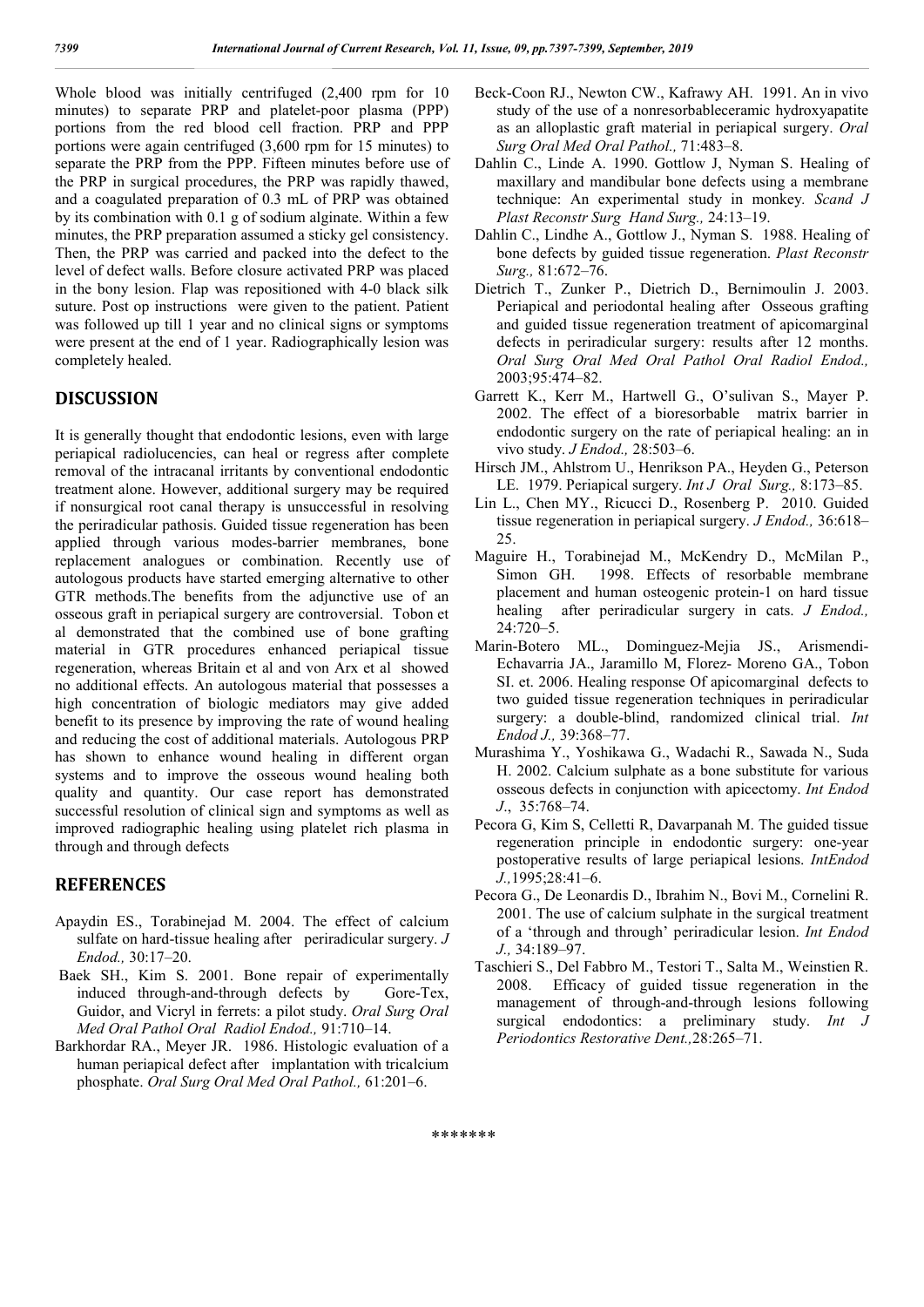Whole blood was initially centrifuged (2,400 rpm for 10 minutes) to separate PRP and platelet-poor plasma (PPP) portions from the red blood cell fraction. PRP and PPP portions were again centrifuged (3,600 rpm for 15 minutes) to separate the PRP from the PPP. Fifteen minutes before use of the PRP in surgical procedures, the PRP was rapidly thawed, and a coagulated preparation of 0.3 mL of PRP was obtained by its combination with 0.1 g of sodium alginate. Within a few minutes, the PRP preparation assumed a sticky gel consistency. Then, the PRP was carried and packed into the defect to the level of defect walls. Before closure activated PRP was placed in the bony lesion. Flap was repositioned with 4-0 black silk suture. Post op instructions were given to the patient. Patient was followed up till 1 year and no clinical signs or symptoms were present at the end of 1 year. Radiographically lesion was completely healed.

## DISCUSSION

It is generally thought that endodontic lesions, even with large periapical radiolucencies, can heal or regress after complete removal of the intracanal irritants by conventional endodontic treatment alone. However, additional surgery may be required if nonsurgical root canal therapy is unsuccessful in resolving the periradicular pathosis. Guided tissue regeneration has been applied through various modes-barrier membranes, bone replacement analogues or combination. Recently use of autologous products have started emerging alternative to other GTR methods.The benefits from the adjunctive use of an osseous graft in periapical surgery are controversial. Tobon et al demonstrated that the combined use of bone grafting material in GTR procedures enhanced periapical tissue regeneration, whereas Britain et al and von Arx et al showed no additional effects. An autologous material that possesses a high concentration of biologic mediators may give added benefit to its presence by improving the rate of wound healing and reducing the cost of additional materials. Autologous PRP has shown to enhance wound healing in different organ systems and to improve the osseous wound healing both quality and quantity. Our case report has demonstrated successful resolution of clinical sign and symptoms as well as improved radiographic healing using platelet rich plasma in through and through defects

## REFERENCES

Apaydin ES., Torabinejad M. 2004. The effect of calcium sulfate on hard-tissue healing after periradicular surgery. *J Endod.,* 30:17–20.

Baek SH., Kim S. 2001. Bone repair of experimentally induced through-and-through defects by Gore-Tex, Guidor, and Vicryl in ferrets: a pilot study. *Oral Surg Oral Med Oral Pathol Oral Radiol Endod.,* 91:710–14.

Barkhordar RA., Meyer JR. 1986. Histologic evaluation of a human periapical defect after implantation with tricalcium phosphate. *Oral Surg Oral Med Oral Pathol.,* 61:201–6.

Beck-Coon RJ., Newton CW., Kafrawy AH. 1991. An in vivo study of the use of a nonresorbableceramic hydroxyapatite as an alloplastic graft material in periapical surgery. *Oral Surg Oral Med Oral Pathol.,* 71:483–8.

Dahlin C., Linde A. 1990. Gottlow J, Nyman S. Healing of maxillary and mandibular bone defects using a membrane technique: An experimental study in monkey. *Scand J Plast Reconstr Surg Hand Surg.,* 24:13–19.

Dahlin C., Lindhe A., Gottlow J., Nyman S. 1988. Healing of bone defects by guided tissue regeneration. *Plast Reconstr Surg.,* 81:672–76.

Dietrich T., Zunker P., Dietrich D., Bernimoulin J. 2003. Periapical and periodontal healing after Osseous grafting and guided tissue regeneration treatment of apicomarginal defects in periradicular surgery: results after 12 months. *Oral Surg Oral Med Oral Pathol Oral Radiol Endod.,* 2003;95:474–82.

Garrett K., Kerr M., Hartwell G., O'sulivan S., Mayer P. 2002. The effect of a bioresorbable matrix barrier in endodontic surgery on the rate of periapical healing: an in vivo study. *J Endod.,* 28:503–6.

Hirsch JM., Ahlstrom U., Henrikson PA., Heyden G., Peterson LE. 1979. Periapical surgery. *Int J Oral Surg.,* 8:173–85.

Lin L., Chen MY., Ricucci D., Rosenberg P. 2010. Guided tissue regeneration in periapical surgery. *J Endod.,* 36:618–25.

Maguire H., Torabinejad M., McKendry D., McMilan P., Simon GH. 1998. Effects of resorbable membrane placement and human osteogenic protein-1 on hard tissue healing after periradicular surgery in cats. *J Endod.,* 24:720–5.

Marin-Botero ML., Dominguez-Mejia JS., Arismendi-Echavarria JA., Jaramillo M, Florez- Moreno GA., Tobon SI. et. 2006. Healing response Of apicomarginal defects to two guided tissue regeneration techniques in periradicular surgery: a double-blind, randomized clinical trial. *Int Endod J.,* 39:368–77.

Murashima Y., Yoshikawa G., Wadachi R., Sawada N., Suda H. 2002. Calcium sulphate as a bone substitute for various osseous defects in conjunction with apicectomy. *Int Endod J*., 35:768–74.

Pecora G, Kim S, Celletti R, Davarpanah M. The guided tissue regeneration principle in endodontic surgery: one-year postoperative results of large periapical lesions. *IntEndod J.,*1995;28:41–6.

Pecora G., De Leonardis D., Ibrahim N., Bovi M., Cornelini R. 2001. The use of calcium sulphate in the surgical treatment of a 'through and through' periradicular lesion. *Int Endod J.,* 34:189–97.

Taschieri S., Del Fabbro M., Testori T., Salta M., Weinstien R. 2008. Efficacy of guided tissue regeneration in the management of through-and-through lesions following surgical endodontics: a preliminary study. *Int J Periodontics Restorative Dent.,*28:265–71.

*******